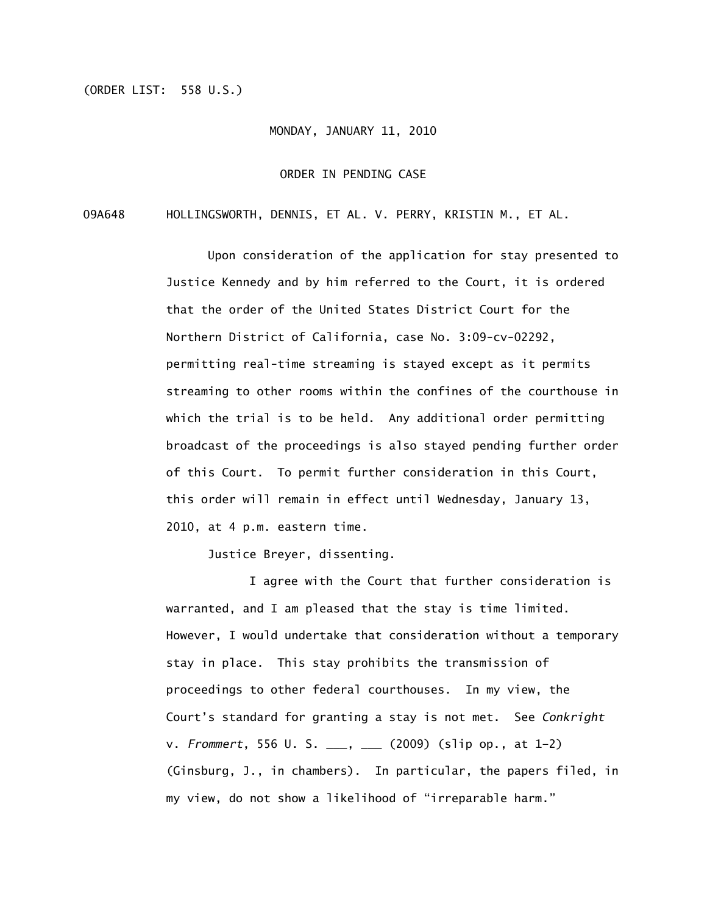(ORDER LIST: 558 U.S.)

MONDAY, JANUARY 11, 2010

ORDER IN PENDING CASE

09A648 HOLLINGSWORTH, DENNIS, ET AL. V. PERRY, KRISTIN M., ET AL.

Upon consideration of the application for stay presented to Justice Kennedy and by him referred to the Court, it is ordered that the order of the United States District Court for the Northern District of California, case No. 3:09-cv-02292, permitting real-time streaming is stayed except as it permits streaming to other rooms within the confines of the courthouse in which the trial is to be held. Any additional order permitting broadcast of the proceedings is also stayed pending further order of this Court. To permit further consideration in this Court, this order will remain in effect until Wednesday, January 13, 2010, at 4 p.m. eastern time.

Justice Breyer, dissenting.

I agree with the Court that further consideration is warranted, and I am pleased that the stay is time limited. However, I would undertake that consideration without a temporary stay in place. This stay prohibits the transmission of proceedings to other federal courthouses. In my view, the Court's standard for granting a stay is not met. See *Conkright* v. *Frommert*, 556 U. S. \_\_\_, \_\_\_ (2009) (slip op., at 1–2) (Ginsburg, J., in chambers). In particular, the papers filed, in my view, do not show a likelihood of "irreparable harm."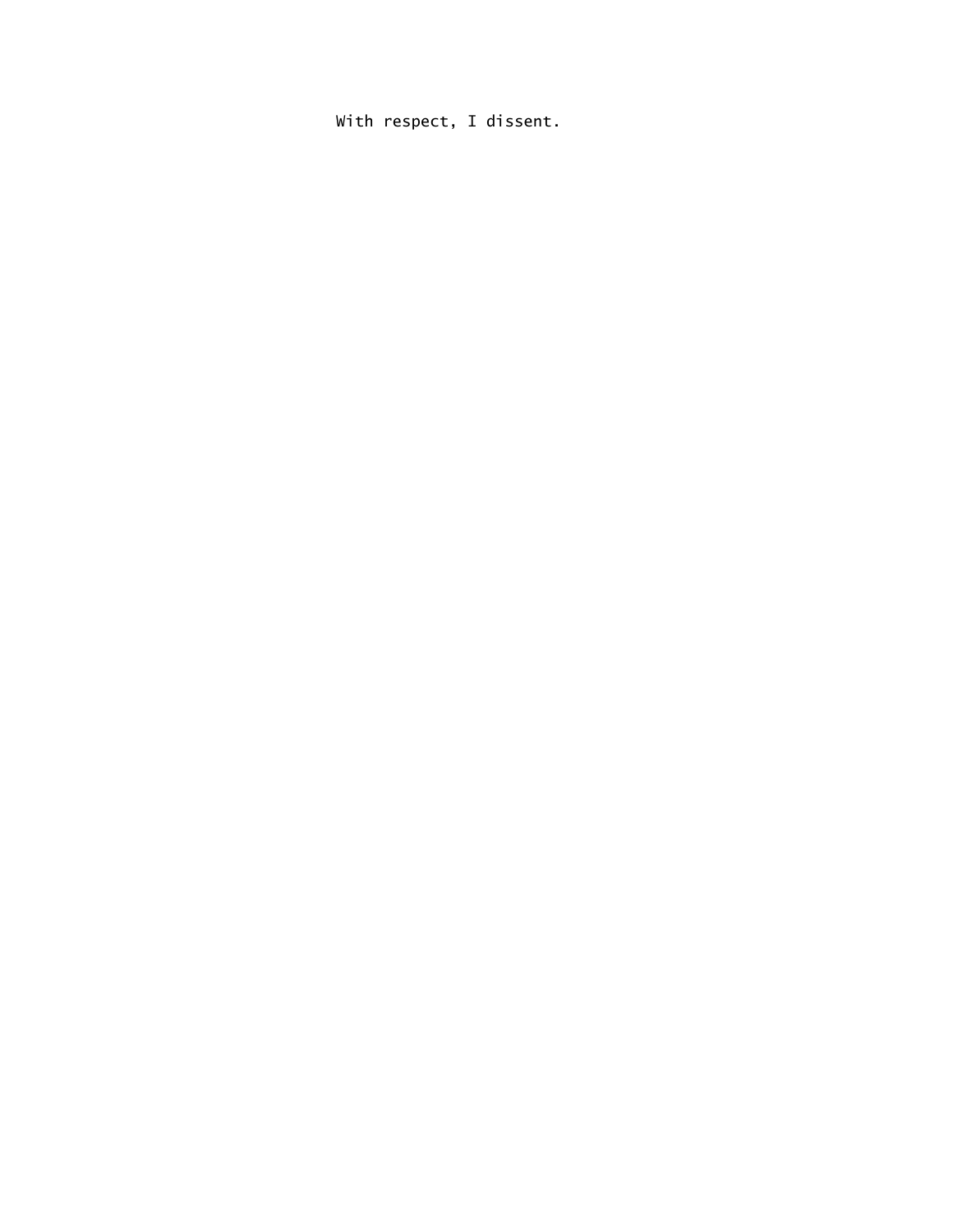With respect, I dissent.